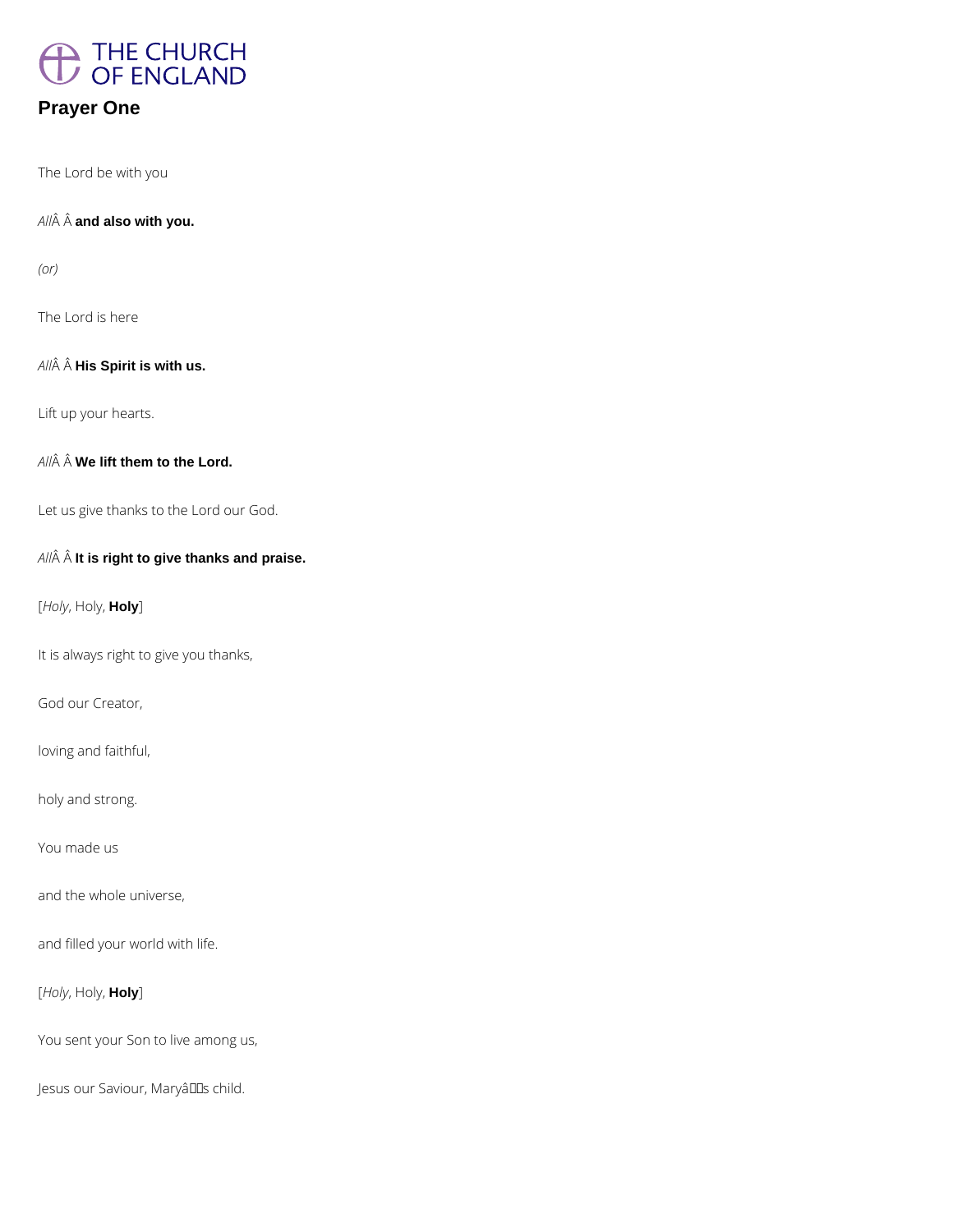# Prayer One

The Lord be with you

*All*Â Â **and also with you.**

*(or)*

The Lord is here

*All*Â Â **His Spirit is with us.**

Lift up your hearts.

*All*Â Â **We lift them to the Lord.**

Let us give thanks to the Lord our God.

*All*Â Â **It is right to give thanks and praise.**

[*Holy*, Holy, **Holy**]

It is always right to give you thanks,

God our Creator,

loving and faithful,

holy and strong.

You made us

and the whole universe,

and filled your world with life.

[*Holy*, Holy, **Holy**]

You sent your Son to live among us,

Jesus our Saviour, Maryâs child.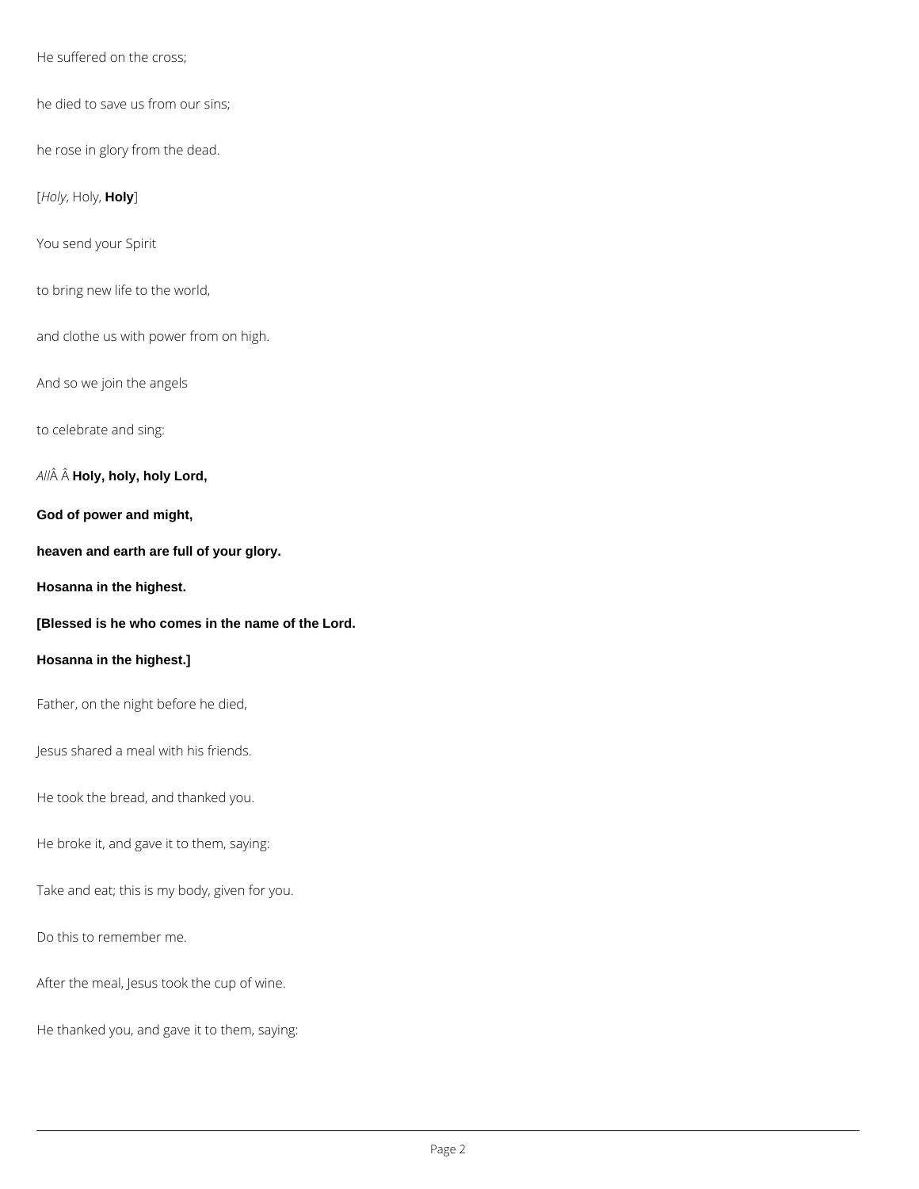He suffered on the cross;

he died to save us from our sins;

he rose in glory from the dead.

[*Holy*, Holy, **Holy**]

You send your Spirit

to bring new life to the world,

and clothe us with power from on high.

And so we join the angels

to celebrate and sing:

*All*Â Â **Holy, holy, holy Lord,**

**God of power and might,**

**heaven and earth are full of your glory.**

**Hosanna in the highest.**

**[Blessed is he who comes in the name of the Lord.**

**Hosanna in the highest.]**

Father, on the night before he died,

Jesus shared a meal with his friends.

He took the bread, and thanked you.

He broke it, and gave it to them, saying:

Take and eat; this is my body, given for you.

Do this to remember me.

After the meal, Jesus took the cup of wine.

He thanked you, and gave it to them, saying: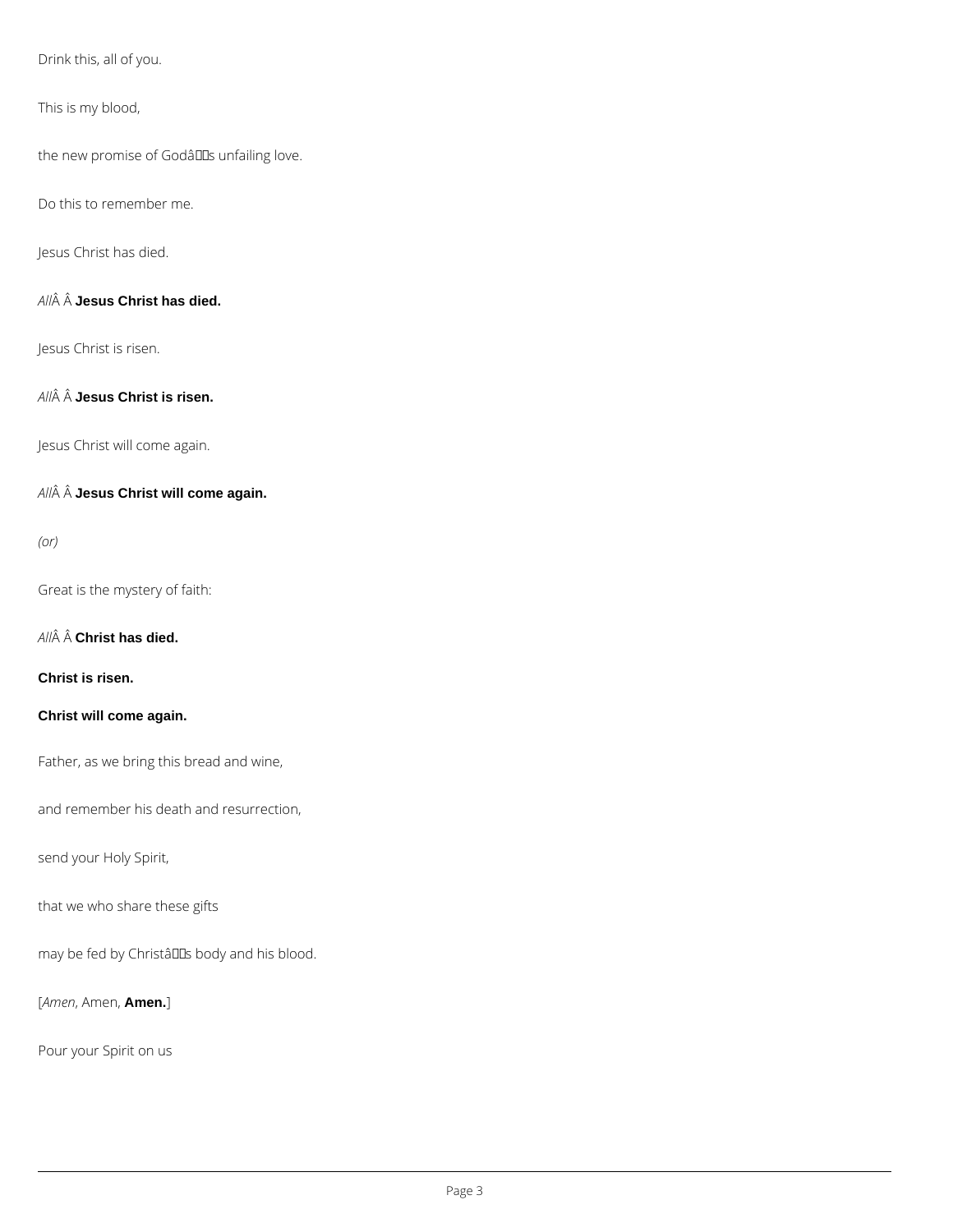Drink this, all of you.

This is my blood,

the new promise of Godâs unfailing love.

Do this to remember me.

Jesus Christ has died.

*All*Â Â **Jesus Christ has died.**

Jesus Christ is risen.

*All*Â Â **Jesus Christ is risen.**

Jesus Christ will come again.

*All*Â Â **Jesus Christ will come again.**

*(or)*

Great is the mystery of faith:

*All*Â Â **Christ has died.**

**Christ is risen.**

**Christ will come again.**

Father, as we bring this bread and wine,

and remember his death and resurrection,

send your Holy Spirit,

that we who share these gifts

may be fed by Christâs body and his blood.

[*Amen*, Amen, **Amen.**]

Pour your Spirit on us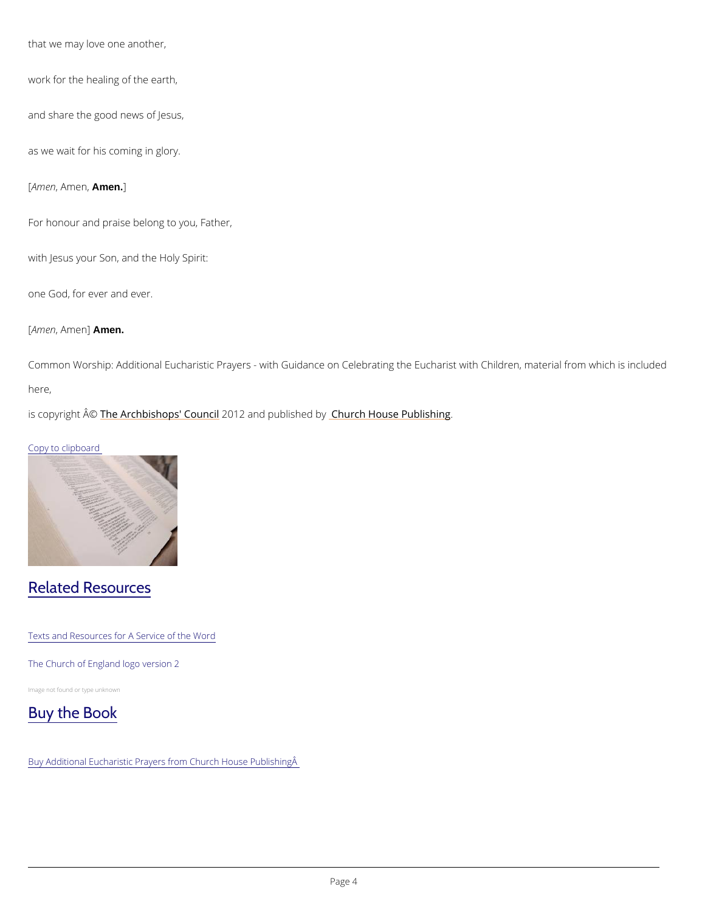that we may love one another,

work for the healing of the earth,

and share the good news of Jesus,

as we wait for his coming in glory.

[*Amen*, Amen, **Amen.**]

For honour and praise belong to you, Father,

with Jesus your Son, and the Holy Spirit:

one God, for ever and ever.

[*Amen*, Amen] **Amen.**

Common Worship: Additional Eucharistic Prayers - with Guidance on Celebrating the Eucharist with Children, material from which is included here,

is copyright Â© The Archbishops' Council 2012 and published by Church House Publishing.

Copy to clipboard

## Related Resources

Texts and Resources for A Service of the Word

The Church of England logo version 2

Image not found or type unknown

## Buy the Book

Buy Additional Eucharistic Prayers from Church House PublishingÂ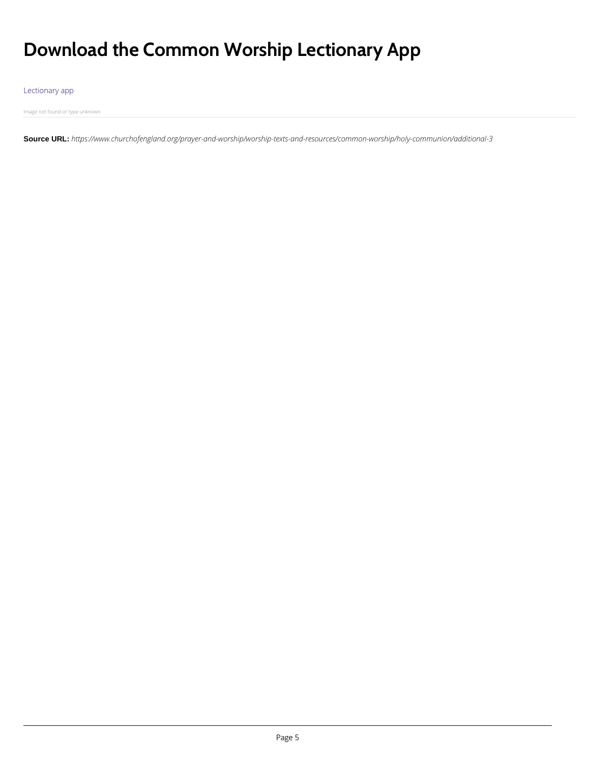# Download the Common Worship Lectionary App

Lectionary app

Image not found or type unknown

**Source URL:** *https://www.churchofengland.org/prayer-and-worship/worship-texts-and-resources/common-worship/holy-communion/additional-3*